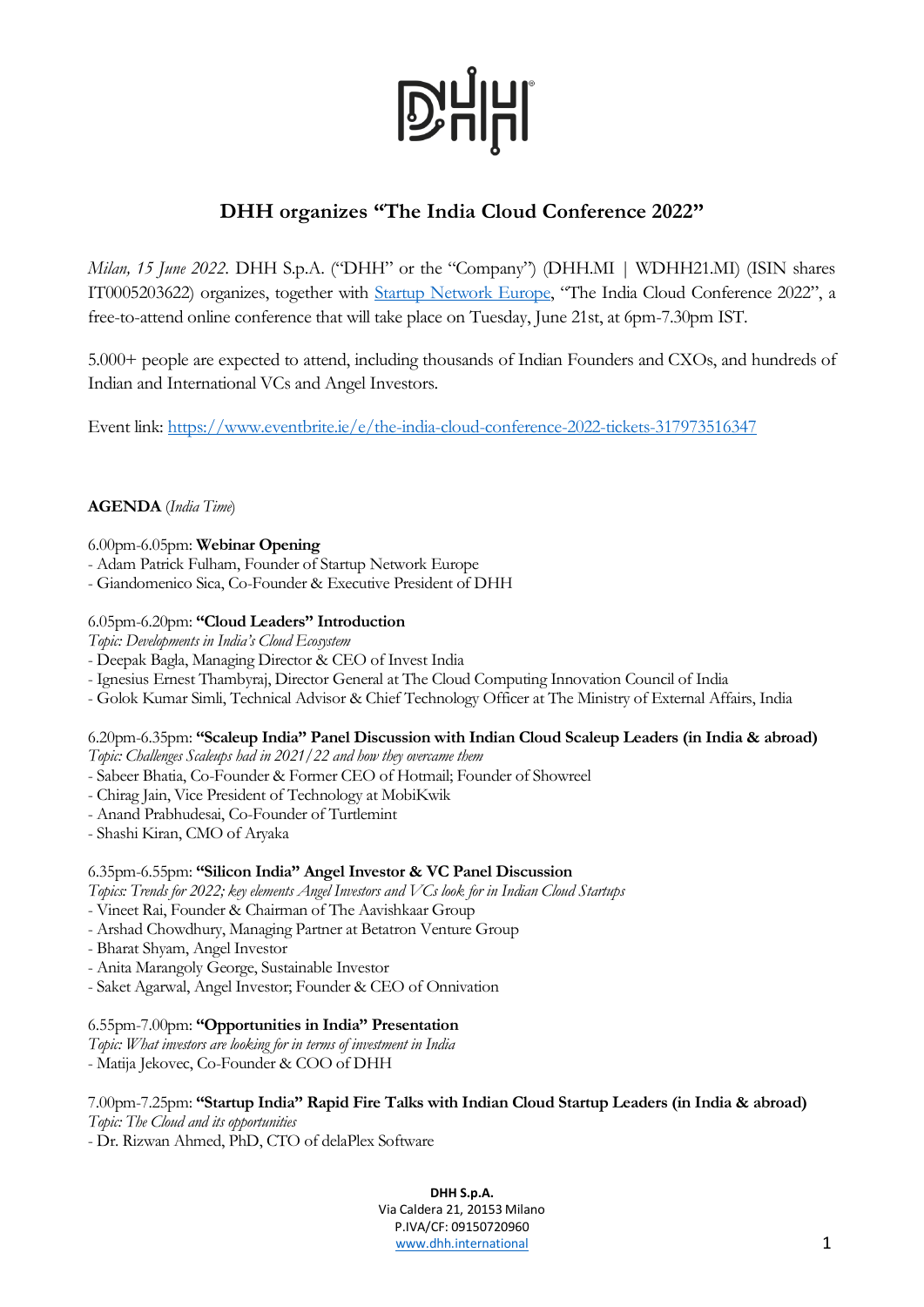# DHH organizes "The India Cloud Conference 2022"

*Milan, 15 June 2022*. DHH S.p.A. ("DHH" or the "Company") (DHH.MI | WDHH21.MI) (ISIN shares IT0005203622) organizes, together with [Startup Network Europe](#), "The India Cloud Conference 2022", a free-to-attend online conference that will take place on Tuesday, June 21st, at 6pm-7.30pm IST.

5.000+ people are expected to attend, including thousands of Indian Founders and CXOs, and hundreds of Indian and International VCs and Angel Investors.

Event link: https://www.eventbrite.ie/e/the-india-cloud-conference-2022-tickets-317973516347

**AGENDA** (*India Time*)

6.00pm-6.05pm: **Webinar Opening**
- Adam Patrick Fulham, Founder of Startup Network Europe
- Giandomenico Sica, Co-Founder & Executive President of DHH

6.05pm-6.20pm: **"Cloud Leaders" Introduction**
*Topic: Developments in India's Cloud Ecosystem*
- Deepak Bagla, Managing Director & CEO of Invest India
- Ignesius Ernest Thambyraj, Director General at The Cloud Computing Innovation Council of India
- Golok Kumar Simli, Technical Advisor & Chief Technology Officer at The Ministry of External Affairs, India

6.20pm-6.35pm: **"Scaleup India" Panel Discussion with Indian Cloud Scaleup Leaders (in India & abroad)**
*Topic: Challenges Scaleups had in 2021/22 and how they overcame them*
- Sabeer Bhatia, Co-Founder & Former CEO of Hotmail; Founder of Showreel
- Chirag Jain, Vice President of Technology at MobiKwik
- Anand Prabhudesai, Co-Founder of Turtlemint
- Shashi Kiran, CMO of Aryaka

6.35pm-6.55pm: **"Silicon India" Angel Investor & VC Panel Discussion**
*Topics: Trends for 2022; key elements Angel Investors and VCs look for in Indian Cloud Startups*
- Vineet Rai, Founder & Chairman of The Aavishkaar Group
- Arshad Chowdhury, Managing Partner at Betatron Venture Group
- Bharat Shyam, Angel Investor
- Anita Marangoly George, Sustainable Investor
- Saket Agarwal, Angel Investor; Founder & CEO of Onnivation

6.55pm-7.00pm: **"Opportunities in India" Presentation**
*Topic: What investors are looking for in terms of investment in India*
- Matija Jekovec, Co-Founder & COO of DHH

7.00pm-7.25pm: **"Startup India" Rapid Fire Talks with Indian Cloud Startup Leaders (in India & abroad)**
*Topic: The Cloud and its opportunities*
- Dr. Rizwan Ahmed, PhD, CTO of delaPlex Software

**DHH S.p.A.**
Via Caldera 21, 20153 Milano
P.IVA/CF: 09150720960
www.dhh.international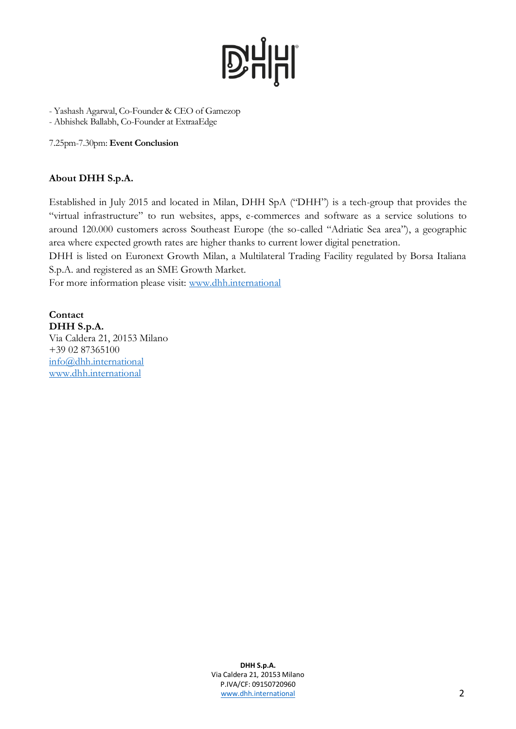- Yashash Agarwal, Co-Founder & CEO of Gamezop
- Abhishek Ballabh, Co-Founder at ExtraaEdge

7.25pm-7.30pm: **Event Conclusion**

**About DHH S.p.A.**

Established in July 2015 and located in Milan, DHH SpA ("DHH") is a tech-group that provides the "virtual infrastructure" to run websites, apps, e-commerces and software as a service solutions to around 120.000 customers across Southeast Europe (the so-called "Adriatic Sea area"), a geographic area where expected growth rates are higher thanks to current lower digital penetration.
DHH is listed on Euronext Growth Milan, a Multilateral Trading Facility regulated by Borsa Italiana S.p.A. and registered as an SME Growth Market.
For more information please visit: www.dhh.international

**Contact**
**DHH S.p.A.**
Via Caldera 21, 20153 Milano
+39 02 87365100
info@dhh.international
www.dhh.international